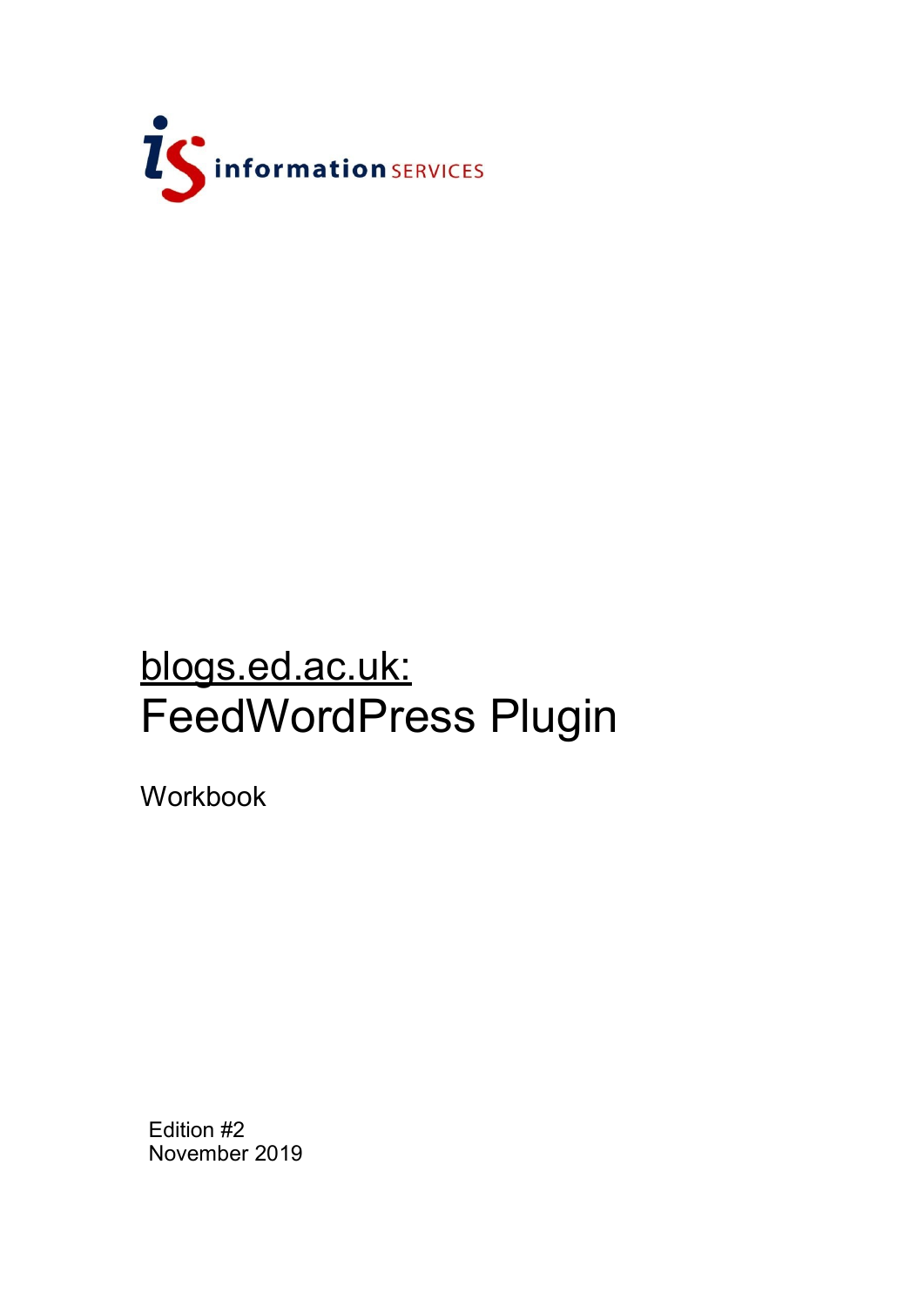information SERVICES

# blogs.ed.ac.uk:

# FeedWordPress Plugin

Workbook

Edition #2
November 2019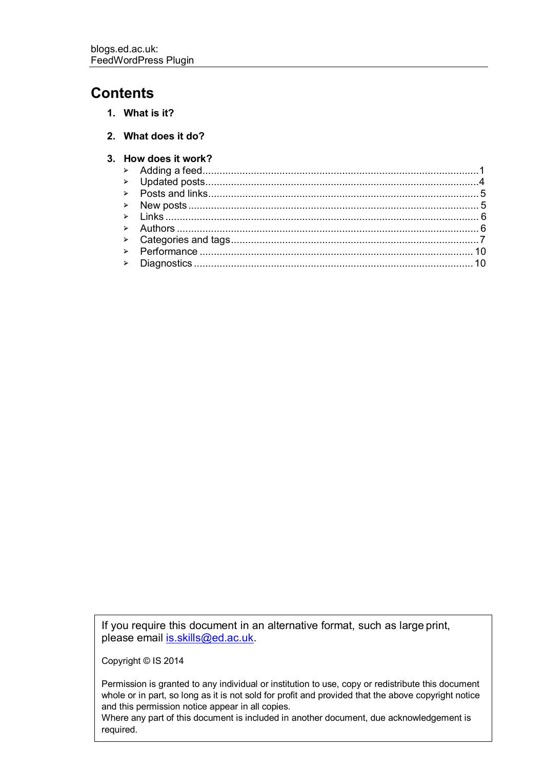# Contents

1. **What is it?**

2. **What does it do?**

3. **How does it work?**
   - Adding a feed....1
   - Updated posts....4
   - Posts and links....5
   - New posts....5
   - Links....6
   - Authors....6
   - Categories and tags....7
   - Performance....10
   - Diagnostics....10

If you require this document in an alternative format, such as large print, please email [is.skills@ed.ac.uk](mailto:is.skills@ed.ac.uk).

Copyright © IS 2014

Permission is granted to any individual or institution to use, copy or redistribute this document whole or in part, so long as it is not sold for profit and provided that the above copyright notice and this permission notice appear in all copies.
Where any part of this document is included in another document, due acknowledgement is required.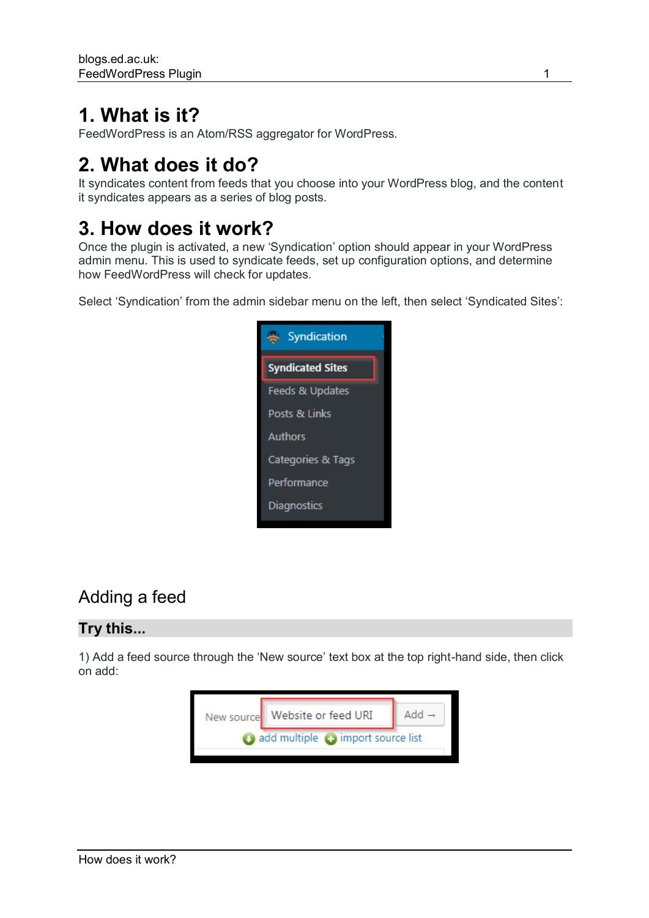# 1. What is it?

FeedWordPress is an Atom/RSS aggregator for WordPress.

# 2. What does it do?

It syndicates content from feeds that you choose into your WordPress blog, and the content it syndicates appears as a series of blog posts.

# 3. How does it work?

Once the plugin is activated, a new 'Syndication' option should appear in your WordPress admin menu. This is used to syndicate feeds, set up configuration options, and determine how FeedWordPress will check for updates.

Select 'Syndication' from the admin sidebar menu on the left, then select 'Syndicated Sites':

## Adding a feed

### Try this...

1) Add a feed source through the 'New source' text box at the top right-hand side, then click on add: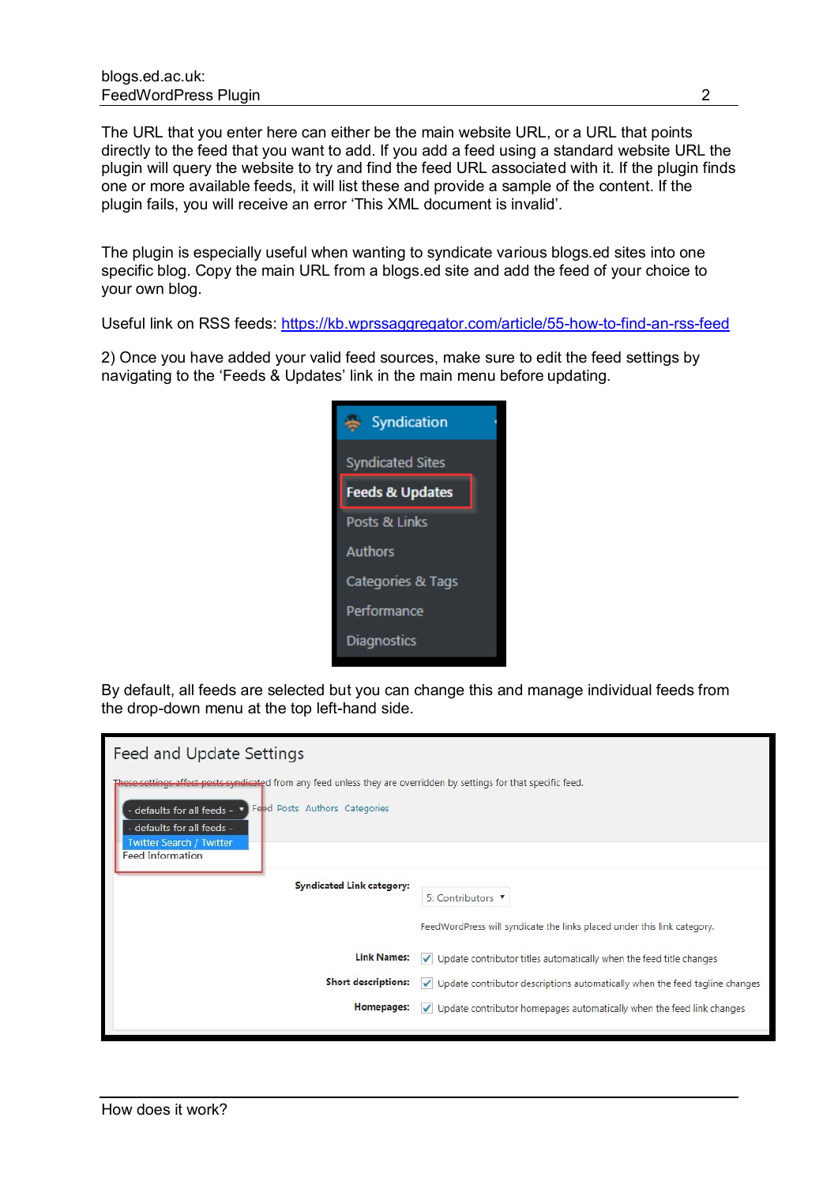The URL that you enter here can either be the main website URL, or a URL that points directly to the feed that you want to add. If you add a feed using a standard website URL the plugin will query the website to try and find the feed URL associated with it. If the plugin finds one or more available feeds, it will list these and provide a sample of the content. If the plugin fails, you will receive an error 'This XML document is invalid'.

The plugin is especially useful when wanting to syndicate various blogs.ed sites into one specific blog. Copy the main URL from a blogs.ed site and add the feed of your choice to your own blog.

Useful link on RSS feeds: https://kb.wprssaggregator.com/article/55-how-to-find-an-rss-feed

2) Once you have added your valid feed sources, make sure to edit the feed settings by navigating to the 'Feeds & Updates' link in the main menu before updating.

By default, all feeds are selected but you can change this and manage individual feeds from the drop-down menu at the top left-hand side.

How does it work?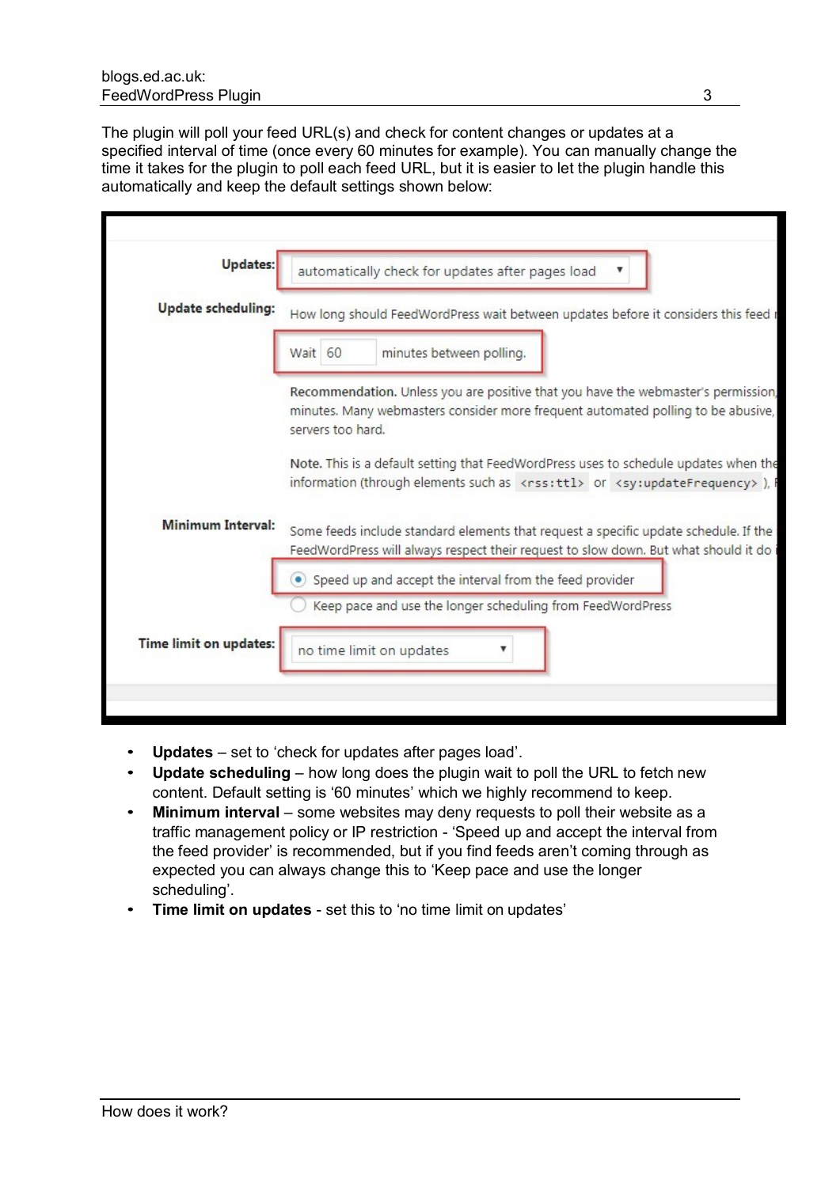The plugin will poll your feed URL(s) and check for content changes or updates at a specified interval of time (once every 60 minutes for example). You can manually change the time it takes for the plugin to poll each feed URL, but it is easier to let the plugin handle this automatically and keep the default settings shown below:

- **Updates** – set to 'check for updates after pages load'.
- **Update scheduling** – how long does the plugin wait to poll the URL to fetch new content. Default setting is '60 minutes' which we highly recommend to keep.
- **Minimum interval** – some websites may deny requests to poll their website as a traffic management policy or IP restriction - 'Speed up and accept the interval from the feed provider' is recommended, but if you find feeds aren't coming through as expected you can always change this to 'Keep pace and use the longer scheduling'.
- **Time limit on updates** - set this to 'no time limit on updates'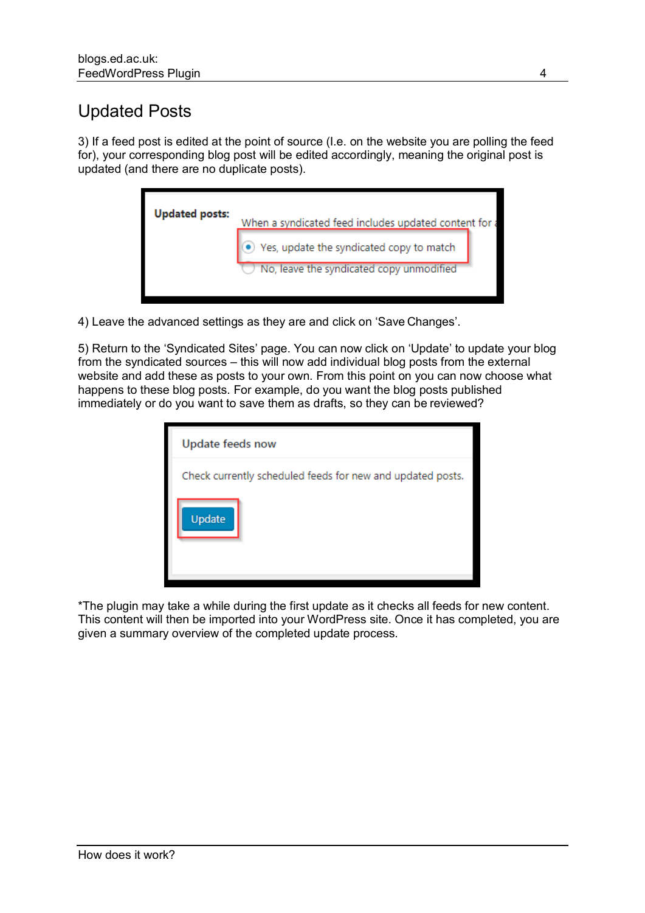# Updated Posts

3) If a feed post is edited at the point of source (I.e. on the website you are polling the feed for), your corresponding blog post will be edited accordingly, meaning the original post is updated (and there are no duplicate posts).

4) Leave the advanced settings as they are and click on 'Save Changes'.

5) Return to the 'Syndicated Sites' page. You can now click on 'Update' to update your blog from the syndicated sources – this will now add individual blog posts from the external website and add these as posts to your own. From this point on you can now choose what happens to these blog posts. For example, do you want the blog posts published immediately or do you want to save them as drafts, so they can be reviewed?

*The plugin may take a while during the first update as it checks all feeds for new content. This content will then be imported into your WordPress site. Once it has completed, you are given a summary overview of the completed update process.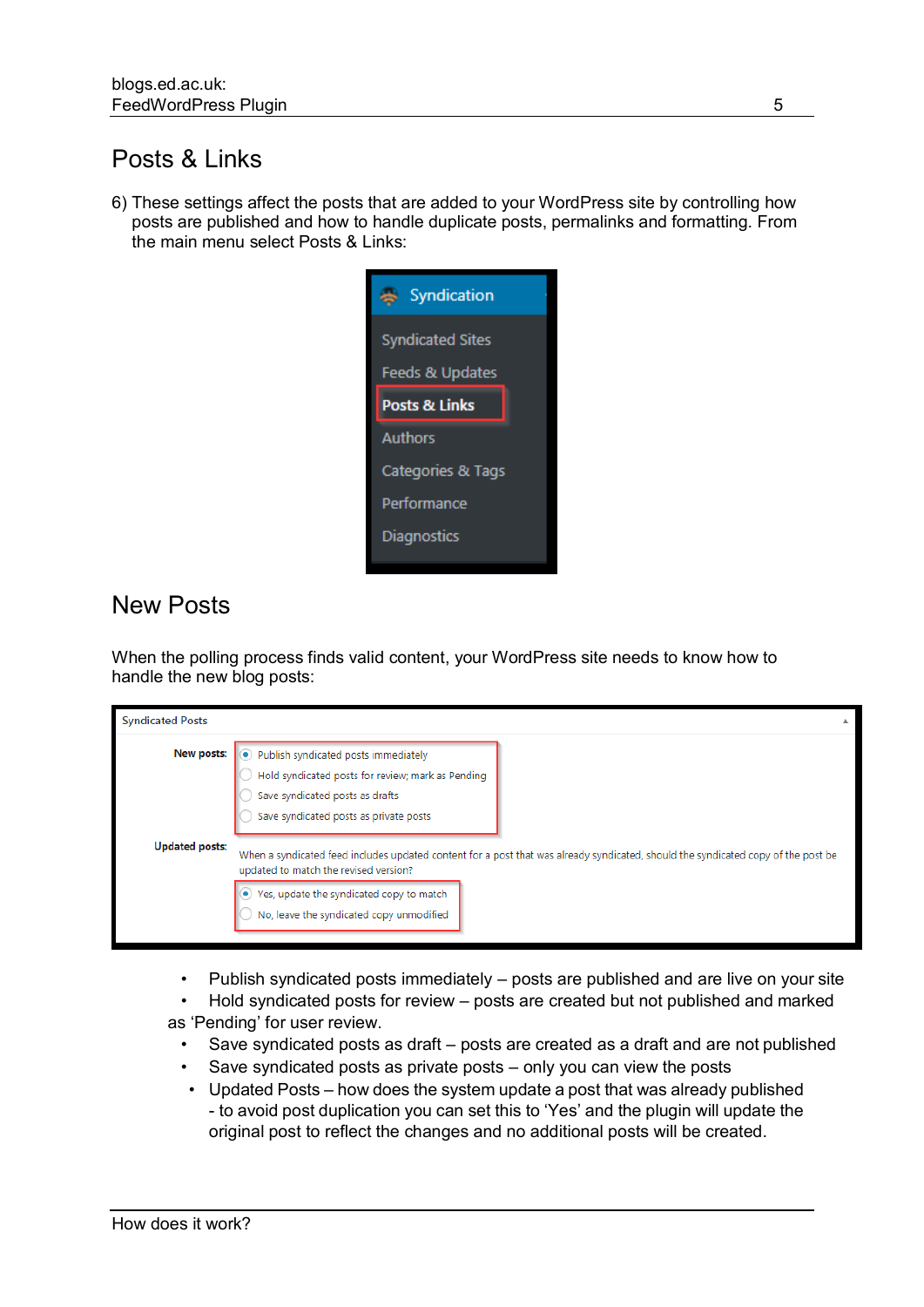## Posts & Links

6) These settings affect the posts that are added to your WordPress site by controlling how posts are published and how to handle duplicate posts, permalinks and formatting. From the main menu select Posts & Links:

## New Posts

When the polling process finds valid content, your WordPress site needs to know how to handle the new blog posts:

- Publish syndicated posts immediately – posts are published and are live on your site
- Hold syndicated posts for review – posts are created but not published and marked as 'Pending' for user review.
- Save syndicated posts as draft – posts are created as a draft and are not published
- Save syndicated posts as private posts – only you can view the posts
- Updated Posts – how does the system update a post that was already published - to avoid post duplication you can set this to 'Yes' and the plugin will update the original post to reflect the changes and no additional posts will be created.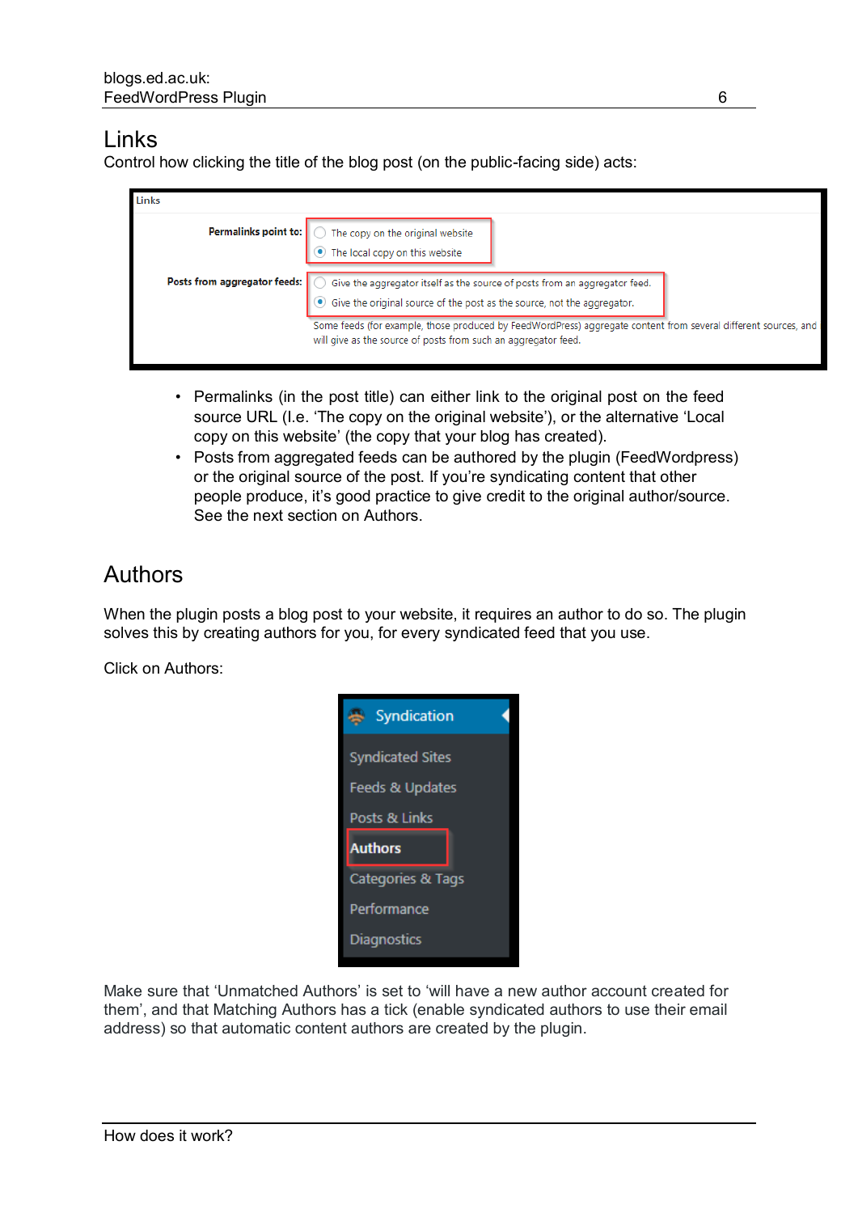## Links

Control how clicking the title of the blog post (on the public-facing side) acts:

- Permalinks (in the post title) can either link to the original post on the feed source URL (I.e. 'The copy on the original website'), or the alternative 'Local copy on this website' (the copy that your blog has created).
- Posts from aggregated feeds can be authored by the plugin (FeedWordpress) or the original source of the post. If you're syndicating content that other people produce, it's good practice to give credit to the original author/source. See the next section on Authors.

## Authors

When the plugin posts a blog post to your website, it requires an author to do so. The plugin solves this by creating authors for you, for every syndicated feed that you use.

Click on Authors:

Make sure that 'Unmatched Authors' is set to 'will have a new author account created for them', and that Matching Authors has a tick (enable syndicated authors to use their email address) so that automatic content authors are created by the plugin.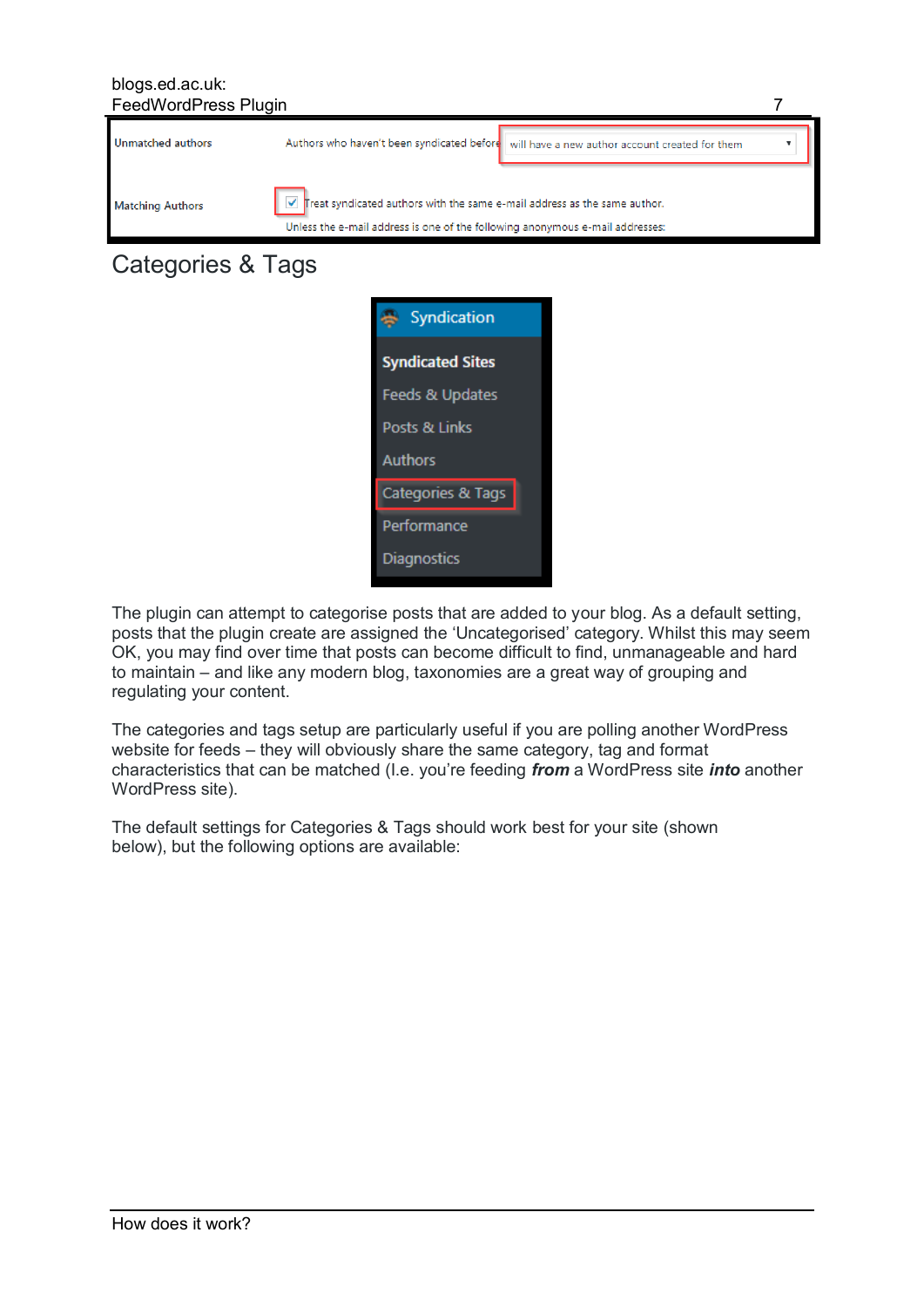| Unmatched authors | Authors who haven't been syndicated before will have a new author account created for them |
|---|---|
| Matching Authors | ☑ Treat syndicated authors with the same e-mail address as the same author. Unless the e-mail address is one of the following anonymous e-mail addresses: |

## Categories & Tags

Syndication

**Syndicated Sites**

Feeds & Updates

Posts & Links

Authors

Categories & Tags

Performance

Diagnostics

The plugin can attempt to categorise posts that are added to your blog. As a default setting, posts that the plugin create are assigned the 'Uncategorised' category. Whilst this may seem OK, you may find over time that posts can become difficult to find, unmanageable and hard to maintain – and like any modern blog, taxonomies are a great way of grouping and regulating your content.

The categories and tags setup are particularly useful if you are polling another WordPress website for feeds – they will obviously share the same category, tag and format characteristics that can be matched (I.e. you're feeding ***from*** a WordPress site ***into*** another WordPress site).

The default settings for Categories & Tags should work best for your site (shown below), but the following options are available: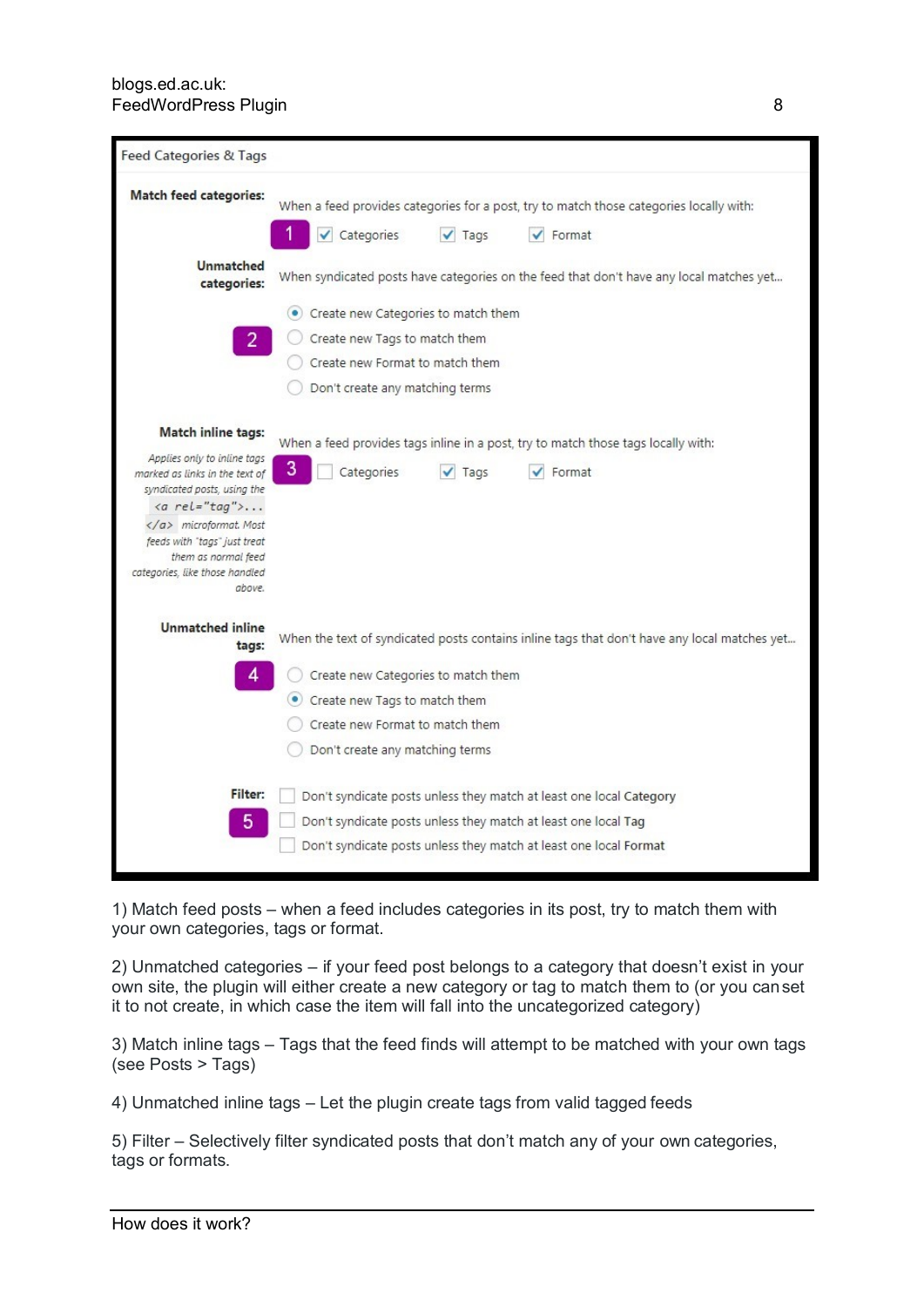Feed Categories & Tags

**Match feed categories:** When a feed provides categories for a post, try to match those categories locally with:

1 ☑ Categories ☑ Tags ☑ Format

**Unmatched categories:** When syndicated posts have categories on the feed that don't have any local matches yet...

2
- ◉ Create new Categories to match them
- ○ Create new Tags to match them
- ○ Create new Format to match them
- ○ Don't create any matching terms

**Match inline tags:** When a feed provides tags inline in a post, try to match those tags locally with:

*Applies only to inline tags marked as links in the text of syndicated posts, using the `<a rel="tag">...</a>` microformat. Most feeds with "tags" just treat them as normal feed categories, like those handled above.*

3 ☐ Categories ☑ Tags ☑ Format

**Unmatched inline tags:** When the text of syndicated posts contains inline tags that don't have any local matches yet...

4
- ○ Create new Categories to match them
- ◉ Create new Tags to match them
- ○ Create new Format to match them
- ○ Don't create any matching terms

**Filter:**

5
- ☐ Don't syndicate posts unless they match at least one local **Category**
- ☐ Don't syndicate posts unless they match at least one local **Tag**
- ☐ Don't syndicate posts unless they match at least one local **Format**

1) Match feed posts – when a feed includes categories in its post, try to match them with your own categories, tags or format.

2) Unmatched categories – if your feed post belongs to a category that doesn't exist in your own site, the plugin will either create a new category or tag to match them to (or you can set it to not create, in which case the item will fall into the uncategorized category)

3) Match inline tags – Tags that the feed finds will attempt to be matched with your own tags (see Posts > Tags)

4) Unmatched inline tags – Let the plugin create tags from valid tagged feeds

5) Filter – Selectively filter syndicated posts that don't match any of your own categories, tags or formats.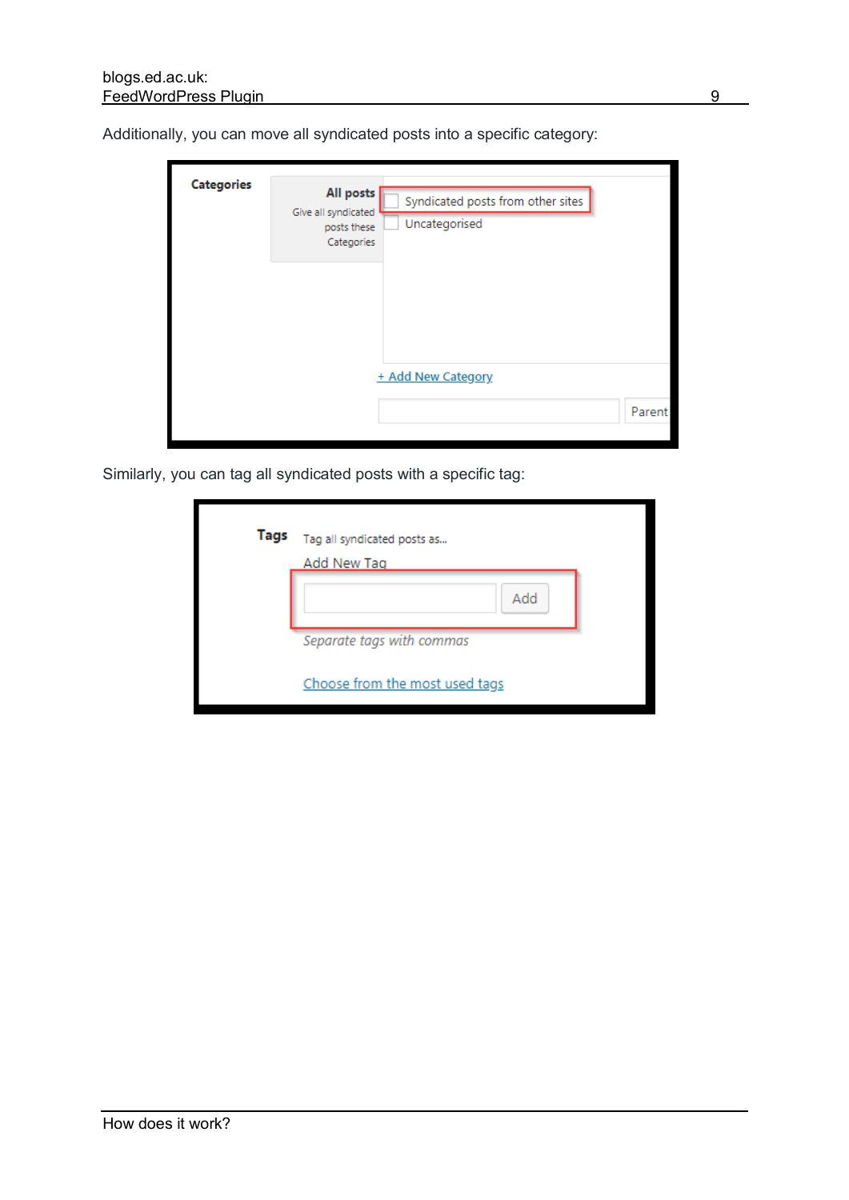Additionally, you can move all syndicated posts into a specific category:

Similarly, you can tag all syndicated posts with a specific tag: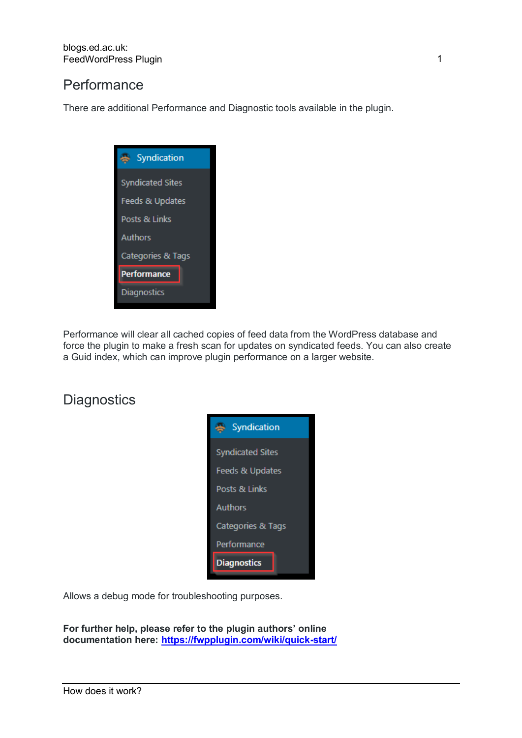# Performance

There are additional Performance and Diagnostic tools available in the plugin.

Syndication

Syndicated Sites
Feeds & Updates
Posts & Links
Authors
Categories & Tags
Performance
Diagnostics

Performance will clear all cached copies of feed data from the WordPress database and force the plugin to make a fresh scan for updates on syndicated feeds. You can also create a Guid index, which can improve plugin performance on a larger website.

# Diagnostics

Syndication

Syndicated Sites
Feeds & Updates
Posts & Links
Authors
Categories & Tags
Performance
Diagnostics

Allows a debug mode for troubleshooting purposes.

**For further help, please refer to the plugin authors' online documentation here: [https://fwpplugin.com/wiki/quick-start/](https://fwpplugin.com/wiki/quick-start/)**